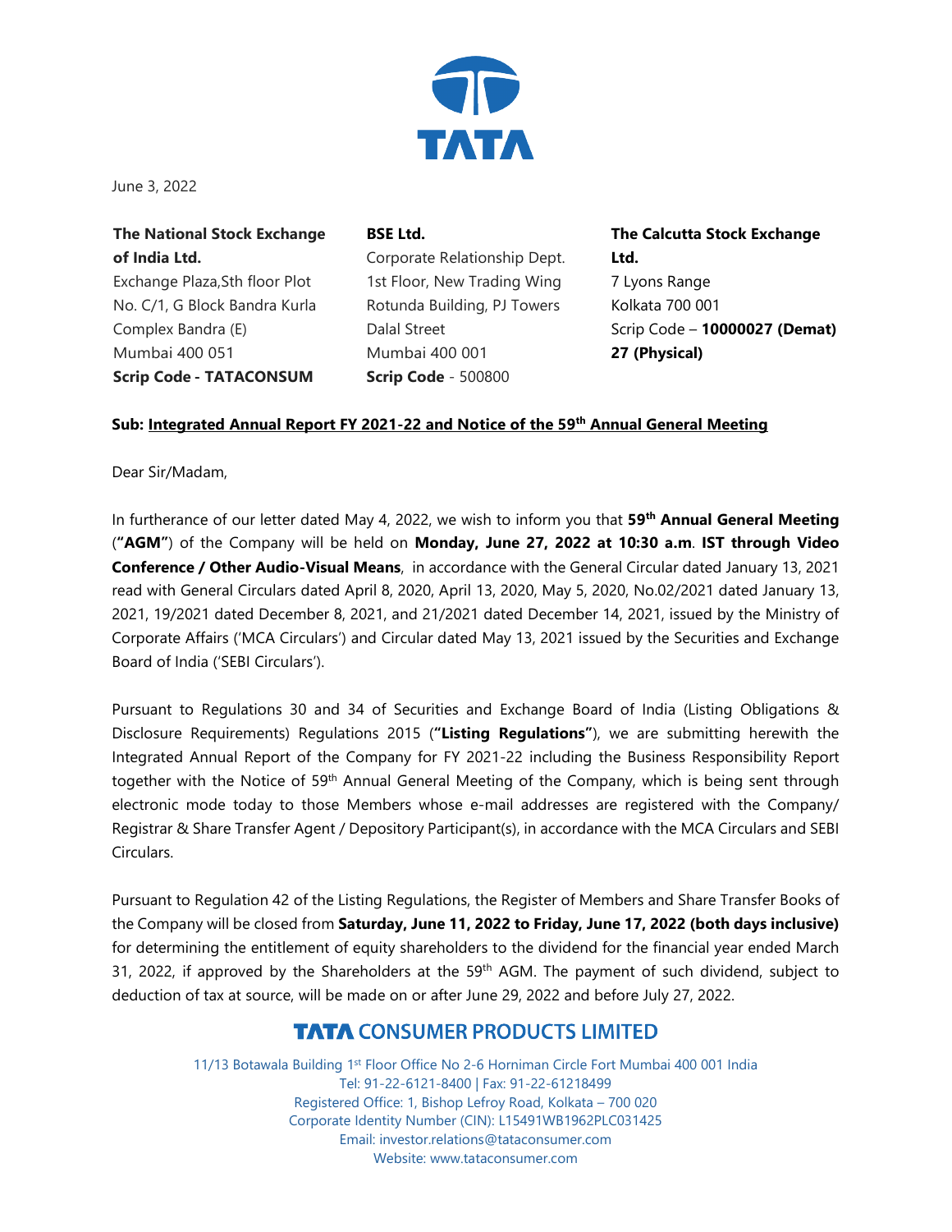June 3, 2022

| The National Stock Exchange of India Ltd. | BSE Ltd. | The Calcutta Stock Exchange Ltd. |
|---|---|---|
| Exchange Plaza,Sth floor Plot No. C/1, G Block Bandra Kurla Complex Bandra (E) Mumbai 400 051 | Corporate Relationship Dept. 1st Floor, New Trading Wing Rotunda Building, PJ Towers Dalal Street Mumbai 400 001 | 7 Lyons Range Kolkata 700 001 |
| **Scrip Code - TATACONSUM** | **Scrip Code** - 500800 | Scrip Code – **10000027 (Demat) 27 (Physical)** |

**Sub: Integrated Annual Report FY 2021-22 and Notice of the 59th Annual General Meeting**

Dear Sir/Madam,

In furtherance of our letter dated May 4, 2022, we wish to inform you that **59th Annual General Meeting** (**"AGM"**) of the Company will be held on **Monday, June 27, 2022 at 10:30 a.m**. **IST through Video Conference / Other Audio-Visual Means**, in accordance with the General Circular dated January 13, 2021 read with General Circulars dated April 8, 2020, April 13, 2020, May 5, 2020, No.02/2021 dated January 13, 2021, 19/2021 dated December 8, 2021, and 21/2021 dated December 14, 2021, issued by the Ministry of Corporate Affairs ('MCA Circulars') and Circular dated May 13, 2021 issued by the Securities and Exchange Board of India ('SEBI Circulars').

Pursuant to Regulations 30 and 34 of Securities and Exchange Board of India (Listing Obligations & Disclosure Requirements) Regulations 2015 (**"Listing Regulations"**), we are submitting herewith the Integrated Annual Report of the Company for FY 2021-22 including the Business Responsibility Report together with the Notice of 59th Annual General Meeting of the Company, which is being sent through electronic mode today to those Members whose e-mail addresses are registered with the Company/ Registrar & Share Transfer Agent / Depository Participant(s), in accordance with the MCA Circulars and SEBI Circulars.

Pursuant to Regulation 42 of the Listing Regulations, the Register of Members and Share Transfer Books of the Company will be closed from **Saturday, June 11, 2022 to Friday, June 17, 2022 (both days inclusive)** for determining the entitlement of equity shareholders to the dividend for the financial year ended March 31, 2022, if approved by the Shareholders at the 59th AGM. The payment of such dividend, subject to deduction of tax at source, will be made on or after June 29, 2022 and before July 27, 2022.

**TATA CONSUMER PRODUCTS LIMITED**

11/13 Botawala Building 1st Floor Office No 2-6 Horniman Circle Fort Mumbai 400 001 India
Tel: 91-22-6121-8400 | Fax: 91-22-61218499
Registered Office: 1, Bishop Lefroy Road, Kolkata – 700 020
Corporate Identity Number (CIN): L15491WB1962PLC031425
Email: investor.relations@tataconsumer.com
Website: www.tataconsumer.com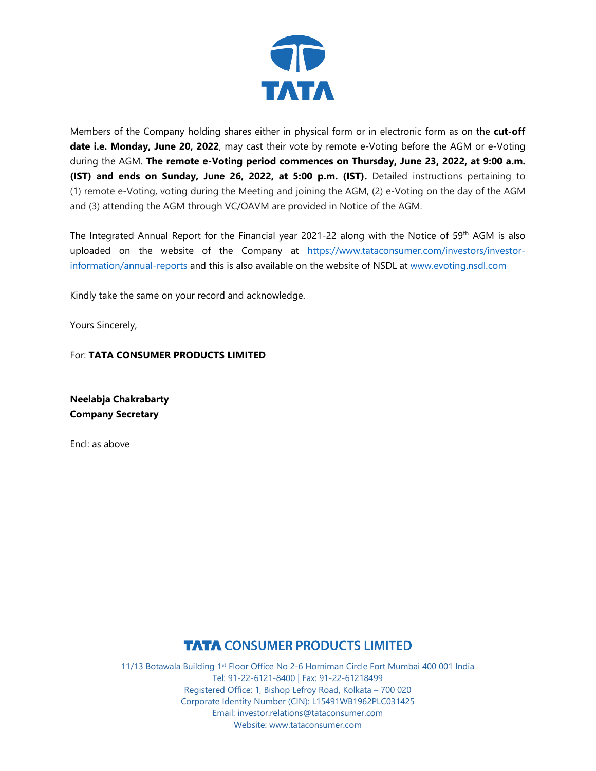Members of the Company holding shares either in physical form or in electronic form as on the **cut-off date i.e. Monday, June 20, 2022**, may cast their vote by remote e-Voting before the AGM or e-Voting during the AGM. **The remote e-Voting period commences on Thursday, June 23, 2022, at 9:00 a.m. (IST) and ends on Sunday, June 26, 2022, at 5:00 p.m. (IST).** Detailed instructions pertaining to (1) remote e-Voting, voting during the Meeting and joining the AGM, (2) e-Voting on the day of the AGM and (3) attending the AGM through VC/OAVM are provided in Notice of the AGM.

The Integrated Annual Report for the Financial year 2021-22 along with the Notice of 59th AGM is also uploaded on the website of the Company at https://www.tataconsumer.com/investors/investor-information/annual-reports and this is also available on the website of NSDL at www.evoting.nsdl.com

Kindly take the same on your record and acknowledge.

Yours Sincerely,

For: **TATA CONSUMER PRODUCTS LIMITED**

**Neelabja Chakrabarty**
**Company Secretary**

Encl: as above

**TATA CONSUMER PRODUCTS LIMITED**

11/13 Botawala Building 1st Floor Office No 2-6 Horniman Circle Fort Mumbai 400 001 India
Tel: 91-22-6121-8400 | Fax: 91-22-61218499
Registered Office: 1, Bishop Lefroy Road, Kolkata – 700 020
Corporate Identity Number (CIN): L15491WB1962PLC031425
Email: investor.relations@tataconsumer.com
Website: www.tataconsumer.com